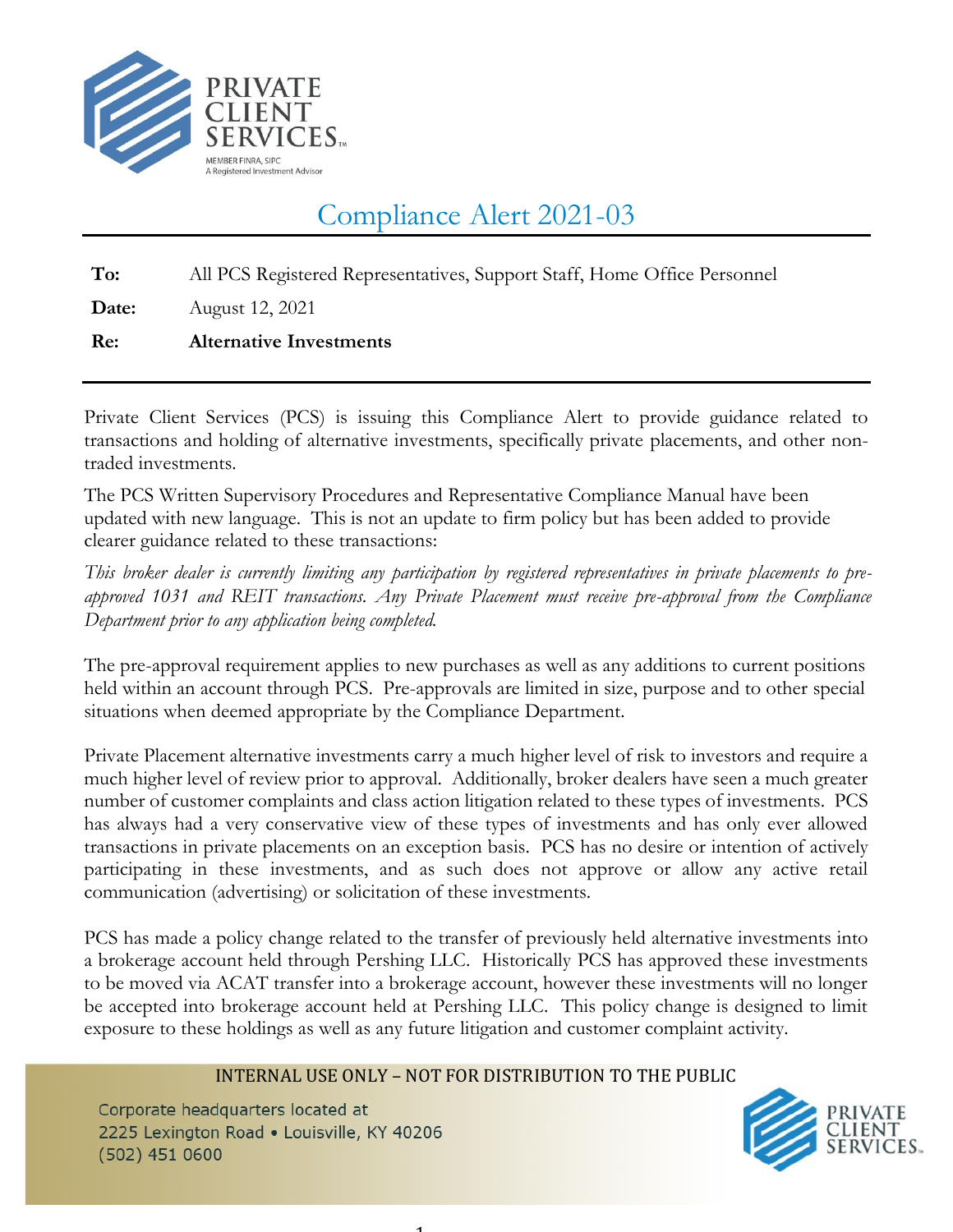PRIVATE CLIENT SERVICES™

MEMBER FINRA, SIPC
A Registered Investment Advisor

# Compliance Alert 2021-03

**To:** All PCS Registered Representatives, Support Staff, Home Office Personnel

**Date:** August 12, 2021

**Re:** **Alternative Investments**

---

Private Client Services (PCS) is issuing this Compliance Alert to provide guidance related to transactions and holding of alternative investments, specifically private placements, and other non-traded investments.

The PCS Written Supervisory Procedures and Representative Compliance Manual have been updated with new language. This is not an update to firm policy but has been added to provide clearer guidance related to these transactions:

*This broker dealer is currently limiting any participation by registered representatives in private placements to pre-approved 1031 and REIT transactions. Any Private Placement must receive pre-approval from the Compliance Department prior to any application being completed.*

The pre-approval requirement applies to new purchases as well as any additions to current positions held within an account through PCS. Pre-approvals are limited in size, purpose and to other special situations when deemed appropriate by the Compliance Department.

Private Placement alternative investments carry a much higher level of risk to investors and require a much higher level of review prior to approval. Additionally, broker dealers have seen a much greater number of customer complaints and class action litigation related to these types of investments. PCS has always had a very conservative view of these types of investments and has only ever allowed transactions in private placements on an exception basis. PCS has no desire or intention of actively participating in these investments, and as such does not approve or allow any active retail communication (advertising) or solicitation of these investments.

PCS has made a policy change related to the transfer of previously held alternative investments into a brokerage account held through Pershing LLC. Historically PCS has approved these investments to be moved via ACAT transfer into a brokerage account, however these investments will no longer be accepted into brokerage account held at Pershing LLC. This policy change is designed to limit exposure to these holdings as well as any future litigation and customer complaint activity.

INTERNAL USE ONLY – NOT FOR DISTRIBUTION TO THE PUBLIC

Corporate headquarters located at
2225 Lexington Road • Louisville, KY 40206
(502) 451 0600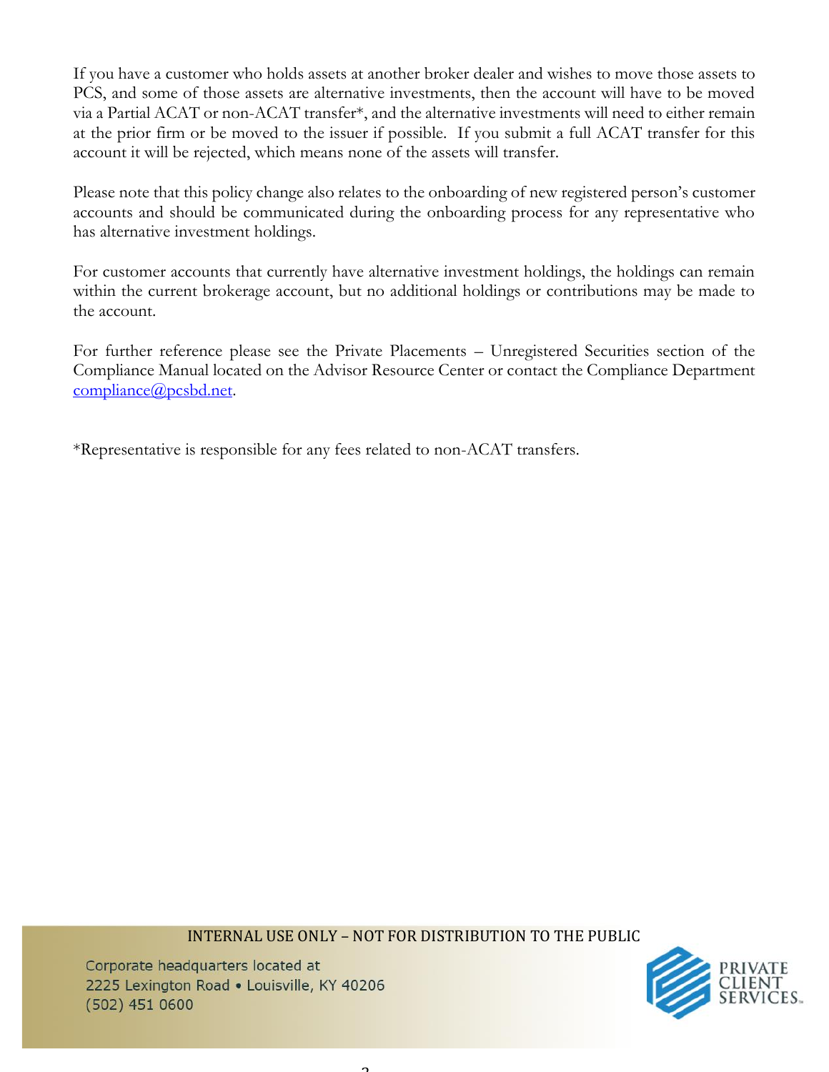If you have a customer who holds assets at another broker dealer and wishes to move those assets to PCS, and some of those assets are alternative investments, then the account will have to be moved via a Partial ACAT or non-ACAT transfer*, and the alternative investments will need to either remain at the prior firm or be moved to the issuer if possible. If you submit a full ACAT transfer for this account it will be rejected, which means none of the assets will transfer.

Please note that this policy change also relates to the onboarding of new registered person's customer accounts and should be communicated during the onboarding process for any representative who has alternative investment holdings.

For customer accounts that currently have alternative investment holdings, the holdings can remain within the current brokerage account, but no additional holdings or contributions may be made to the account.

For further reference please see the Private Placements – Unregistered Securities section of the Compliance Manual located on the Advisor Resource Center or contact the Compliance Department [compliance@pcsbd.net](mailto:compliance@pcsbd.net).

*Representative is responsible for any fees related to non-ACAT transfers.

INTERNAL USE ONLY – NOT FOR DISTRIBUTION TO THE PUBLIC

Corporate headquarters located at
2225 Lexington Road • Louisville, KY 40206
(502) 451 0600

PRIVATE CLIENT SERVICES